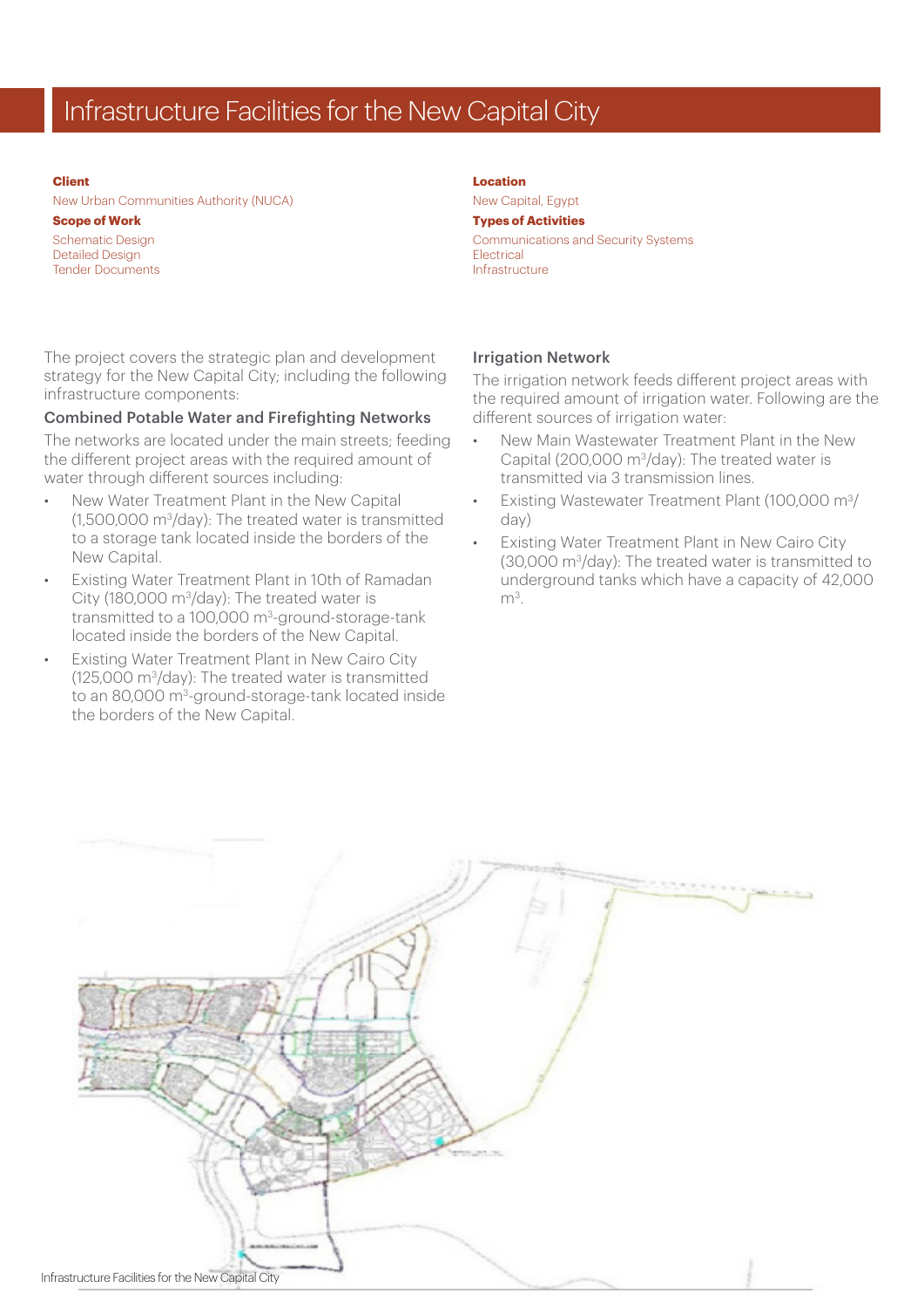# Infrastructure Facilities for the New Capital City

**Client**
New Urban Communities Authority (NUCA)

**Scope of Work**
Schematic Design
Detailed Design
Tender Documents

**Location**
New Capital, Egypt

**Types of Activities**
Communications and Security Systems
Electrical
Infrastructure

The project covers the strategic plan and development strategy for the New Capital City; including the following infrastructure components:

### Combined Potable Water and Firefighting Networks

The networks are located under the main streets; feeding the different project areas with the required amount of water through different sources including:

- New Water Treatment Plant in the New Capital (1,500,000 m$^3$/day): The treated water is transmitted to a storage tank located inside the borders of the New Capital.
- Existing Water Treatment Plant in 10th of Ramadan City (180,000 m$^3$/day): The treated water is transmitted to a 100,000 m$^3$-ground-storage-tank located inside the borders of the New Capital.
- Existing Water Treatment Plant in New Cairo City (125,000 m$^3$/day): The treated water is transmitted to an 80,000 m$^3$-ground-storage-tank located inside the borders of the New Capital.

### Irrigation Network

The irrigation network feeds different project areas with the required amount of irrigation water. Following are the different sources of irrigation water:

- New Main Wastewater Treatment Plant in the New Capital (200,000 m$^3$/day): The treated water is transmitted via 3 transmission lines.
- Existing Wastewater Treatment Plant (100,000 m$^3$/day)
- Existing Water Treatment Plant in New Cairo City (30,000 m$^3$/day): The treated water is transmitted to underground tanks which have a capacity of 42,000 m$^3$.

Infrastructure Facilities for the New Capital City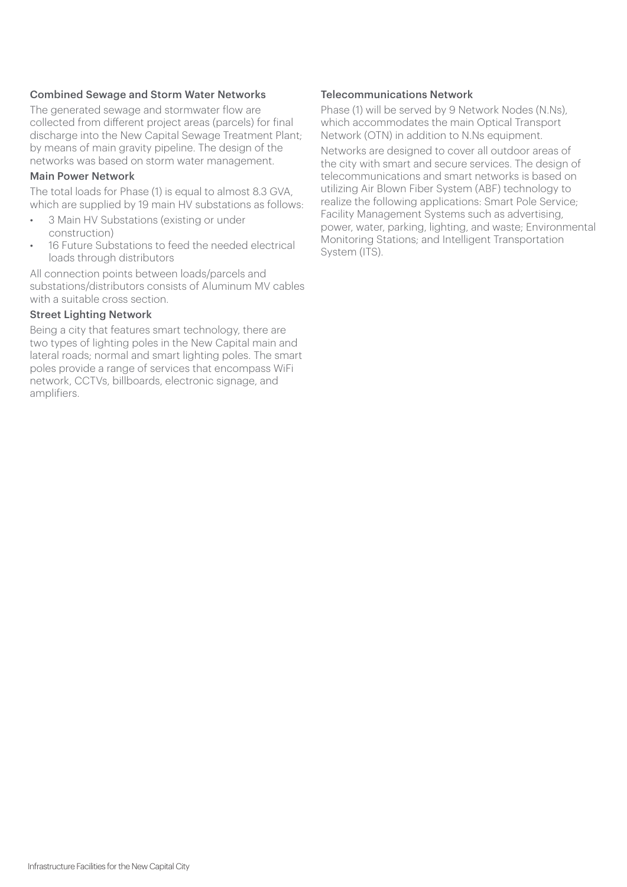### Combined Sewage and Storm Water Networks

The generated sewage and stormwater flow are collected from different project areas (parcels) for final discharge into the New Capital Sewage Treatment Plant; by means of main gravity pipeline. The design of the networks was based on storm water management.

### Main Power Network

The total loads for Phase (1) is equal to almost 8.3 GVA, which are supplied by 19 main HV substations as follows:

- 3 Main HV Substations (existing or under construction)
- 16 Future Substations to feed the needed electrical loads through distributors

All connection points between loads/parcels and substations/distributors consists of Aluminum MV cables with a suitable cross section.

### Street Lighting Network

Being a city that features smart technology, there are two types of lighting poles in the New Capital main and lateral roads; normal and smart lighting poles. The smart poles provide a range of services that encompass WiFi network, CCTVs, billboards, electronic signage, and amplifiers.

### Telecommunications Network

Phase (1) will be served by 9 Network Nodes (N.Ns), which accommodates the main Optical Transport Network (OTN) in addition to N.Ns equipment.

Networks are designed to cover all outdoor areas of the city with smart and secure services. The design of telecommunications and smart networks is based on utilizing Air Blown Fiber System (ABF) technology to realize the following applications: Smart Pole Service; Facility Management Systems such as advertising, power, water, parking, lighting, and waste; Environmental Monitoring Stations; and Intelligent Transportation System (ITS).